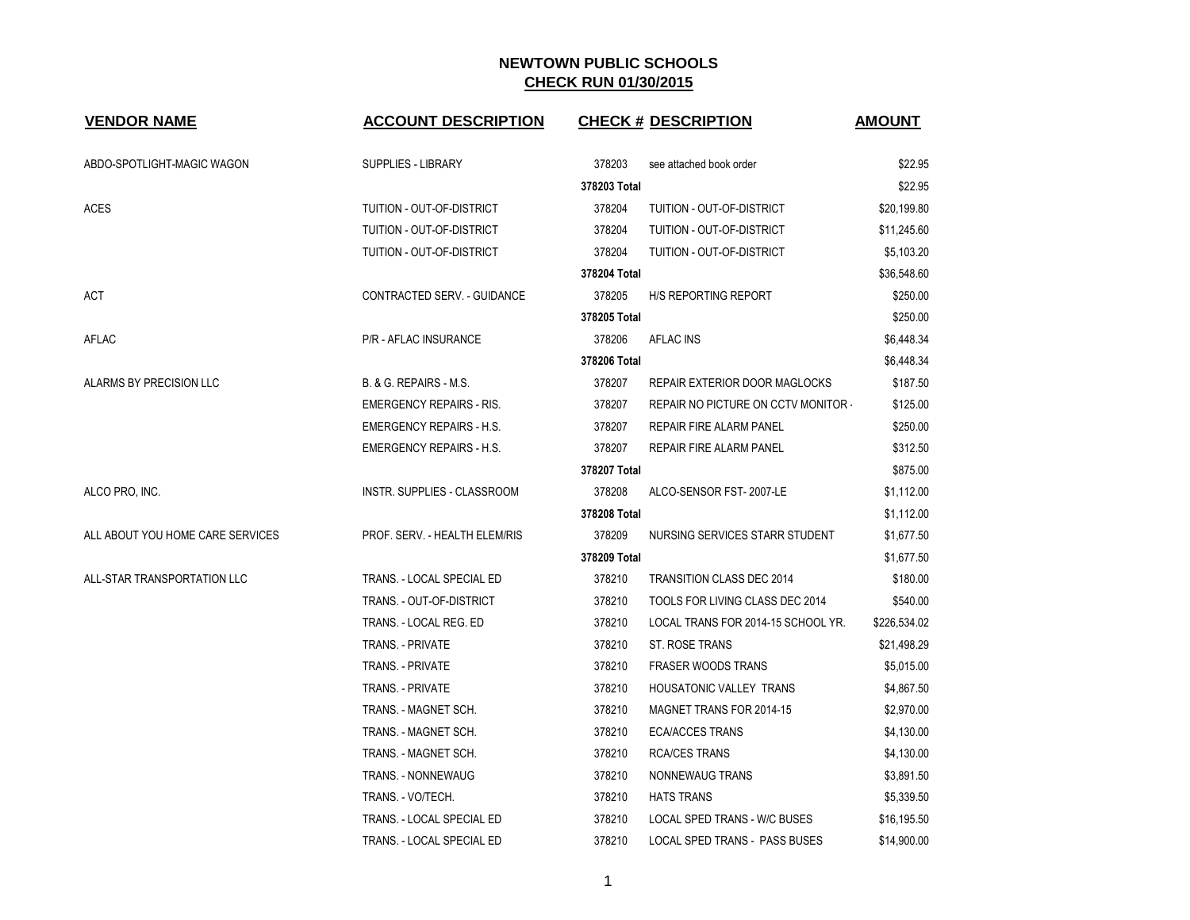# NEWTOWN PUBLIC SCHOOLS

## CHECK RUN 01/30/2015

| VENDOR NAME | ACCOUNT DESCRIPTION | CHECK # | DESCRIPTION | AMOUNT |
|---|---|---|---|---|
| ABDO-SPOTLIGHT-MAGIC WAGON | SUPPLIES - LIBRARY | 378203 | see attached book order | $22.95 |
| | | **378203 Total** | | $22.95 |
| ACES | TUITION - OUT-OF-DISTRICT | 378204 | TUITION - OUT-OF-DISTRICT | $20,199.80 |
| | TUITION - OUT-OF-DISTRICT | 378204 | TUITION - OUT-OF-DISTRICT | $11,245.60 |
| | TUITION - OUT-OF-DISTRICT | 378204 | TUITION - OUT-OF-DISTRICT | $5,103.20 |
| | | **378204 Total** | | $36,548.60 |
| ACT | CONTRACTED SERV. - GUIDANCE | 378205 | H/S REPORTING REPORT | $250.00 |
| | | **378205 Total** | | $250.00 |
| AFLAC | P/R - AFLAC INSURANCE | 378206 | AFLAC INS | $6,448.34 |
| | | **378206 Total** | | $6,448.34 |
| ALARMS BY PRECISION LLC | B. & G. REPAIRS - M.S. | 378207 | REPAIR EXTERIOR DOOR MAGLOCKS | $187.50 |
| | EMERGENCY REPAIRS - RIS. | 378207 | REPAIR NO PICTURE ON CCTV MONITOR - | $125.00 |
| | EMERGENCY REPAIRS - H.S. | 378207 | REPAIR FIRE ALARM PANEL | $250.00 |
| | EMERGENCY REPAIRS - H.S. | 378207 | REPAIR FIRE ALARM PANEL | $312.50 |
| | | **378207 Total** | | $875.00 |
| ALCO PRO, INC. | INSTR. SUPPLIES - CLASSROOM | 378208 | ALCO-SENSOR FST- 2007-LE | $1,112.00 |
| | | **378208 Total** | | $1,112.00 |
| ALL ABOUT YOU HOME CARE SERVICES | PROF. SERV. - HEALTH ELEM/RIS | 378209 | NURSING SERVICES STARR STUDENT | $1,677.50 |
| | | **378209 Total** | | $1,677.50 |
| ALL-STAR TRANSPORTATION LLC | TRANS. - LOCAL SPECIAL ED | 378210 | TRANSITION CLASS DEC 2014 | $180.00 |
| | TRANS. - OUT-OF-DISTRICT | 378210 | TOOLS FOR LIVING CLASS DEC 2014 | $540.00 |
| | TRANS. - LOCAL REG. ED | 378210 | LOCAL TRANS FOR 2014-15 SCHOOL YR. | $226,534.02 |
| | TRANS. - PRIVATE | 378210 | ST. ROSE TRANS | $21,498.29 |
| | TRANS. - PRIVATE | 378210 | FRASER WOODS TRANS | $5,015.00 |
| | TRANS. - PRIVATE | 378210 | HOUSATONIC VALLEY TRANS | $4,867.50 |
| | TRANS. - MAGNET SCH. | 378210 | MAGNET TRANS FOR 2014-15 | $2,970.00 |
| | TRANS. - MAGNET SCH. | 378210 | ECA/ACCES TRANS | $4,130.00 |
| | TRANS. - MAGNET SCH. | 378210 | RCA/CES TRANS | $4,130.00 |
| | TRANS. - NONNEWAUG | 378210 | NONNEWAUG TRANS | $3,891.50 |
| | TRANS. - VO/TECH. | 378210 | HATS TRANS | $5,339.50 |
| | TRANS. - LOCAL SPECIAL ED | 378210 | LOCAL SPED TRANS - W/C BUSES | $16,195.50 |
| | TRANS. - LOCAL SPECIAL ED | 378210 | LOCAL SPED TRANS - PASS BUSES | $14,900.00 |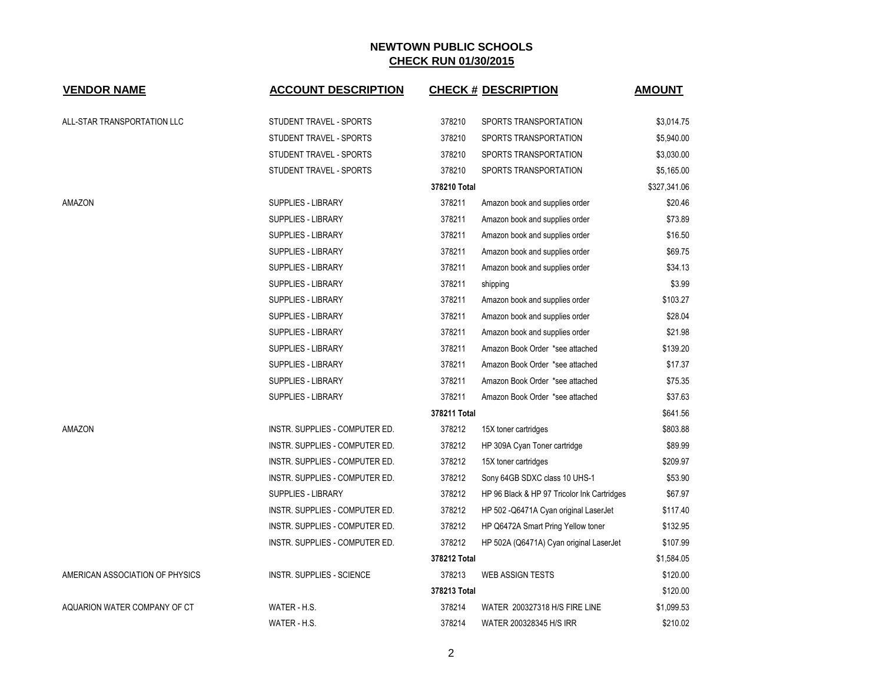# NEWTOWN PUBLIC SCHOOLS
## CHECK RUN 01/30/2015

| VENDOR NAME | ACCOUNT DESCRIPTION | CHECK # | DESCRIPTION | AMOUNT |
|---|---|---|---|---|
| ALL-STAR TRANSPORTATION LLC | STUDENT TRAVEL - SPORTS | 378210 | SPORTS TRANSPORTATION | $3,014.75 |
| | STUDENT TRAVEL - SPORTS | 378210 | SPORTS TRANSPORTATION | $5,940.00 |
| | STUDENT TRAVEL - SPORTS | 378210 | SPORTS TRANSPORTATION | $3,030.00 |
| | STUDENT TRAVEL - SPORTS | 378210 | SPORTS TRANSPORTATION | $5,165.00 |
| | | **378210 Total** | | $327,341.06 |
| AMAZON | SUPPLIES - LIBRARY | 378211 | Amazon book and supplies order | $20.46 |
| | SUPPLIES - LIBRARY | 378211 | Amazon book and supplies order | $73.89 |
| | SUPPLIES - LIBRARY | 378211 | Amazon book and supplies order | $16.50 |
| | SUPPLIES - LIBRARY | 378211 | Amazon book and supplies order | $69.75 |
| | SUPPLIES - LIBRARY | 378211 | Amazon book and supplies order | $34.13 |
| | SUPPLIES - LIBRARY | 378211 | shipping | $3.99 |
| | SUPPLIES - LIBRARY | 378211 | Amazon book and supplies order | $103.27 |
| | SUPPLIES - LIBRARY | 378211 | Amazon book and supplies order | $28.04 |
| | SUPPLIES - LIBRARY | 378211 | Amazon book and supplies order | $21.98 |
| | SUPPLIES - LIBRARY | 378211 | Amazon Book Order *see attached | $139.20 |
| | SUPPLIES - LIBRARY | 378211 | Amazon Book Order *see attached | $17.37 |
| | SUPPLIES - LIBRARY | 378211 | Amazon Book Order *see attached | $75.35 |
| | SUPPLIES - LIBRARY | 378211 | Amazon Book Order *see attached | $37.63 |
| | | **378211 Total** | | $641.56 |
| AMAZON | INSTR. SUPPLIES - COMPUTER ED. | 378212 | 15X toner cartridges | $803.88 |
| | INSTR. SUPPLIES - COMPUTER ED. | 378212 | HP 309A Cyan Toner cartridge | $89.99 |
| | INSTR. SUPPLIES - COMPUTER ED. | 378212 | 15X toner cartridges | $209.97 |
| | INSTR. SUPPLIES - COMPUTER ED. | 378212 | Sony 64GB SDXC class 10 UHS-1 | $53.90 |
| | SUPPLIES - LIBRARY | 378212 | HP 96 Black & HP 97 Tricolor Ink Cartridges | $67.97 |
| | INSTR. SUPPLIES - COMPUTER ED. | 378212 | HP 502 -Q6471A Cyan original LaserJet | $117.40 |
| | INSTR. SUPPLIES - COMPUTER ED. | 378212 | HP Q6472A Smart Pring Yellow toner | $132.95 |
| | INSTR. SUPPLIES - COMPUTER ED. | 378212 | HP 502A (Q6471A) Cyan original LaserJet | $107.99 |
| | | **378212 Total** | | $1,584.05 |
| AMERICAN ASSOCIATION OF PHYSICS | INSTR. SUPPLIES - SCIENCE | 378213 | WEB ASSIGN TESTS | $120.00 |
| | | **378213 Total** | | $120.00 |
| AQUARION WATER COMPANY OF CT | WATER - H.S. | 378214 | WATER 200327318 H/S FIRE LINE | $1,099.53 |
| | WATER - H.S. | 378214 | WATER 200328345 H/S IRR | $210.02 |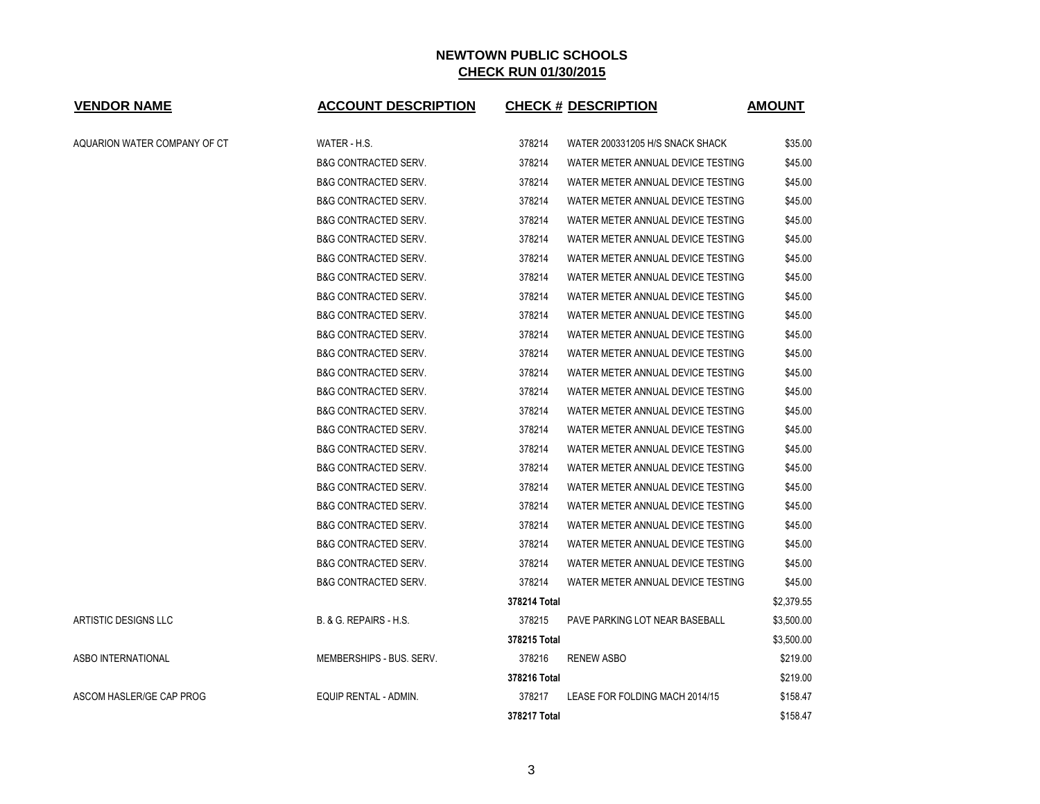# NEWTOWN PUBLIC SCHOOLS

## CHECK RUN 01/30/2015

| VENDOR NAME | ACCOUNT DESCRIPTION | CHECK # | DESCRIPTION | AMOUNT |
|---|---|---|---|---|
| AQUARION WATER COMPANY OF CT | WATER - H.S. | 378214 | WATER 200331205 H/S SNACK SHACK | $35.00 |
| | B&G CONTRACTED SERV. | 378214 | WATER METER ANNUAL DEVICE TESTING | $45.00 |
| | B&G CONTRACTED SERV. | 378214 | WATER METER ANNUAL DEVICE TESTING | $45.00 |
| | B&G CONTRACTED SERV. | 378214 | WATER METER ANNUAL DEVICE TESTING | $45.00 |
| | B&G CONTRACTED SERV. | 378214 | WATER METER ANNUAL DEVICE TESTING | $45.00 |
| | B&G CONTRACTED SERV. | 378214 | WATER METER ANNUAL DEVICE TESTING | $45.00 |
| | B&G CONTRACTED SERV. | 378214 | WATER METER ANNUAL DEVICE TESTING | $45.00 |
| | B&G CONTRACTED SERV. | 378214 | WATER METER ANNUAL DEVICE TESTING | $45.00 |
| | B&G CONTRACTED SERV. | 378214 | WATER METER ANNUAL DEVICE TESTING | $45.00 |
| | B&G CONTRACTED SERV. | 378214 | WATER METER ANNUAL DEVICE TESTING | $45.00 |
| | B&G CONTRACTED SERV. | 378214 | WATER METER ANNUAL DEVICE TESTING | $45.00 |
| | B&G CONTRACTED SERV. | 378214 | WATER METER ANNUAL DEVICE TESTING | $45.00 |
| | B&G CONTRACTED SERV. | 378214 | WATER METER ANNUAL DEVICE TESTING | $45.00 |
| | B&G CONTRACTED SERV. | 378214 | WATER METER ANNUAL DEVICE TESTING | $45.00 |
| | B&G CONTRACTED SERV. | 378214 | WATER METER ANNUAL DEVICE TESTING | $45.00 |
| | B&G CONTRACTED SERV. | 378214 | WATER METER ANNUAL DEVICE TESTING | $45.00 |
| | B&G CONTRACTED SERV. | 378214 | WATER METER ANNUAL DEVICE TESTING | $45.00 |
| | B&G CONTRACTED SERV. | 378214 | WATER METER ANNUAL DEVICE TESTING | $45.00 |
| | B&G CONTRACTED SERV. | 378214 | WATER METER ANNUAL DEVICE TESTING | $45.00 |
| | B&G CONTRACTED SERV. | 378214 | WATER METER ANNUAL DEVICE TESTING | $45.00 |
| | B&G CONTRACTED SERV. | 378214 | WATER METER ANNUAL DEVICE TESTING | $45.00 |
| | B&G CONTRACTED SERV. | 378214 | WATER METER ANNUAL DEVICE TESTING | $45.00 |
| | B&G CONTRACTED SERV. | 378214 | WATER METER ANNUAL DEVICE TESTING | $45.00 |
| | B&G CONTRACTED SERV. | 378214 | WATER METER ANNUAL DEVICE TESTING | $45.00 |
| | | **378214 Total** | | $2,379.55 |
| ARTISTIC DESIGNS LLC | B. & G. REPAIRS - H.S. | 378215 | PAVE PARKING LOT NEAR BASEBALL | $3,500.00 |
| | | **378215 Total** | | $3,500.00 |
| ASBO INTERNATIONAL | MEMBERSHIPS - BUS. SERV. | 378216 | RENEW ASBO | $219.00 |
| | | **378216 Total** | | $219.00 |
| ASCOM HASLER/GE CAP PROG | EQUIP RENTAL - ADMIN. | 378217 | LEASE FOR FOLDING MACH 2014/15 | $158.47 |
| | | **378217 Total** | | $158.47 |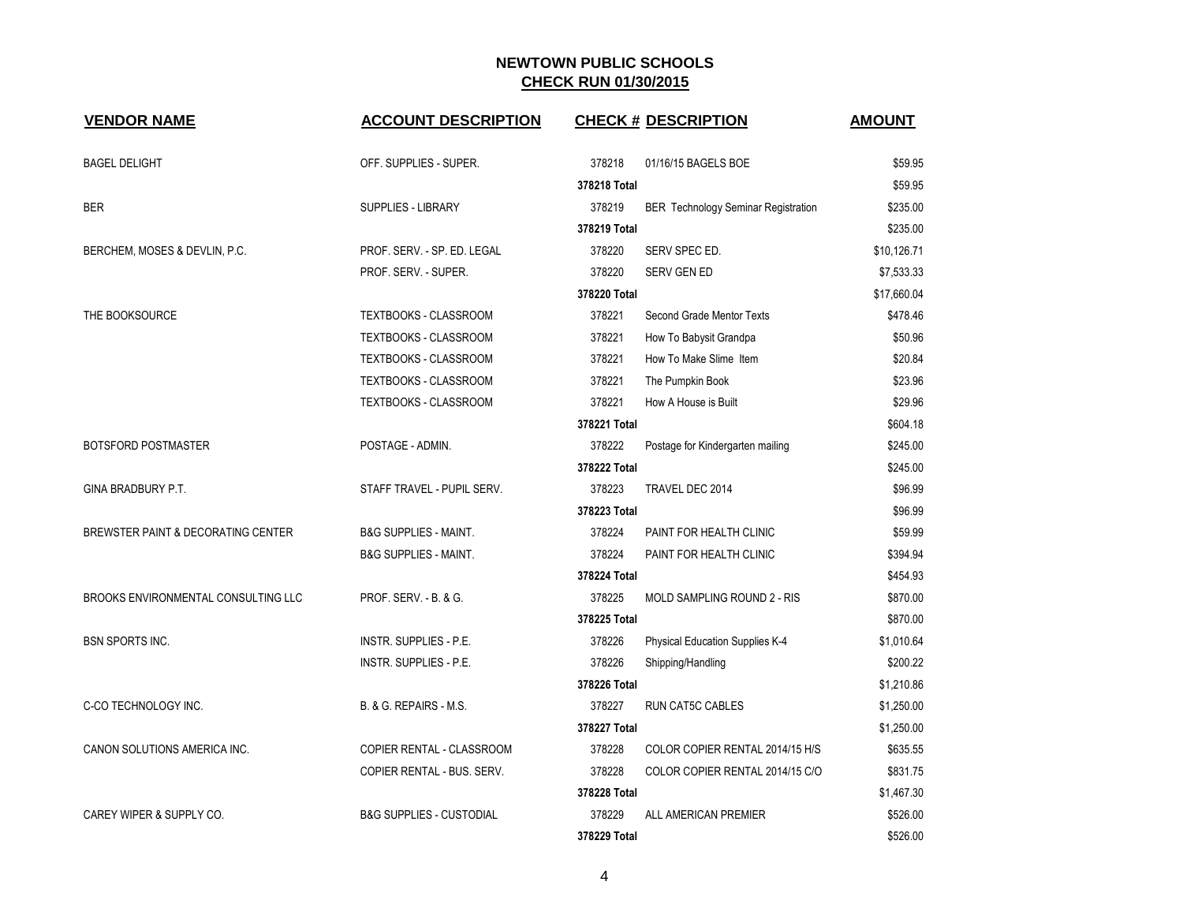## NEWTOWN PUBLIC SCHOOLS
## CHECK RUN 01/30/2015

| VENDOR NAME | ACCOUNT DESCRIPTION | CHECK # | DESCRIPTION | AMOUNT |
|---|---|---|---|---|
| BAGEL DELIGHT | OFF. SUPPLIES - SUPER. | 378218 | 01/16/15 BAGELS BOE | $59.95 |
| | | **378218 Total** | | $59.95 |
| BER | SUPPLIES - LIBRARY | 378219 | BER Technology Seminar Registration | $235.00 |
| | | **378219 Total** | | $235.00 |
| BERCHEM, MOSES & DEVLIN, P.C. | PROF. SERV. - SP. ED. LEGAL | 378220 | SERV SPEC ED. | $10,126.71 |
| | PROF. SERV. - SUPER. | 378220 | SERV GEN ED | $7,533.33 |
| | | **378220 Total** | | $17,660.04 |
| THE BOOKSOURCE | TEXTBOOKS - CLASSROOM | 378221 | Second Grade Mentor Texts | $478.46 |
| | TEXTBOOKS - CLASSROOM | 378221 | How To Babysit Grandpa | $50.96 |
| | TEXTBOOKS - CLASSROOM | 378221 | How To Make Slime Item | $20.84 |
| | TEXTBOOKS - CLASSROOM | 378221 | The Pumpkin Book | $23.96 |
| | TEXTBOOKS - CLASSROOM | 378221 | How A House is Built | $29.96 |
| | | **378221 Total** | | $604.18 |
| BOTSFORD POSTMASTER | POSTAGE - ADMIN. | 378222 | Postage for Kindergarten mailing | $245.00 |
| | | **378222 Total** | | $245.00 |
| GINA BRADBURY P.T. | STAFF TRAVEL - PUPIL SERV. | 378223 | TRAVEL DEC 2014 | $96.99 |
| | | **378223 Total** | | $96.99 |
| BREWSTER PAINT & DECORATING CENTER | B&G SUPPLIES - MAINT. | 378224 | PAINT FOR HEALTH CLINIC | $59.99 |
| | B&G SUPPLIES - MAINT. | 378224 | PAINT FOR HEALTH CLINIC | $394.94 |
| | | **378224 Total** | | $454.93 |
| BROOKS ENVIRONMENTAL CONSULTING LLC | PROF. SERV. - B. & G. | 378225 | MOLD SAMPLING ROUND 2 - RIS | $870.00 |
| | | **378225 Total** | | $870.00 |
| BSN SPORTS INC. | INSTR. SUPPLIES - P.E. | 378226 | Physical Education Supplies K-4 | $1,010.64 |
| | INSTR. SUPPLIES - P.E. | 378226 | Shipping/Handling | $200.22 |
| | | **378226 Total** | | $1,210.86 |
| C-CO TECHNOLOGY INC. | B. & G. REPAIRS - M.S. | 378227 | RUN CAT5C CABLES | $1,250.00 |
| | | **378227 Total** | | $1,250.00 |
| CANON SOLUTIONS AMERICA INC. | COPIER RENTAL - CLASSROOM | 378228 | COLOR COPIER RENTAL 2014/15 H/S | $635.55 |
| | COPIER RENTAL - BUS. SERV. | 378228 | COLOR COPIER RENTAL 2014/15 C/O | $831.75 |
| | | **378228 Total** | | $1,467.30 |
| CAREY WIPER & SUPPLY CO. | B&G SUPPLIES - CUSTODIAL | 378229 | ALL AMERICAN PREMIER | $526.00 |
| | | **378229 Total** | | $526.00 |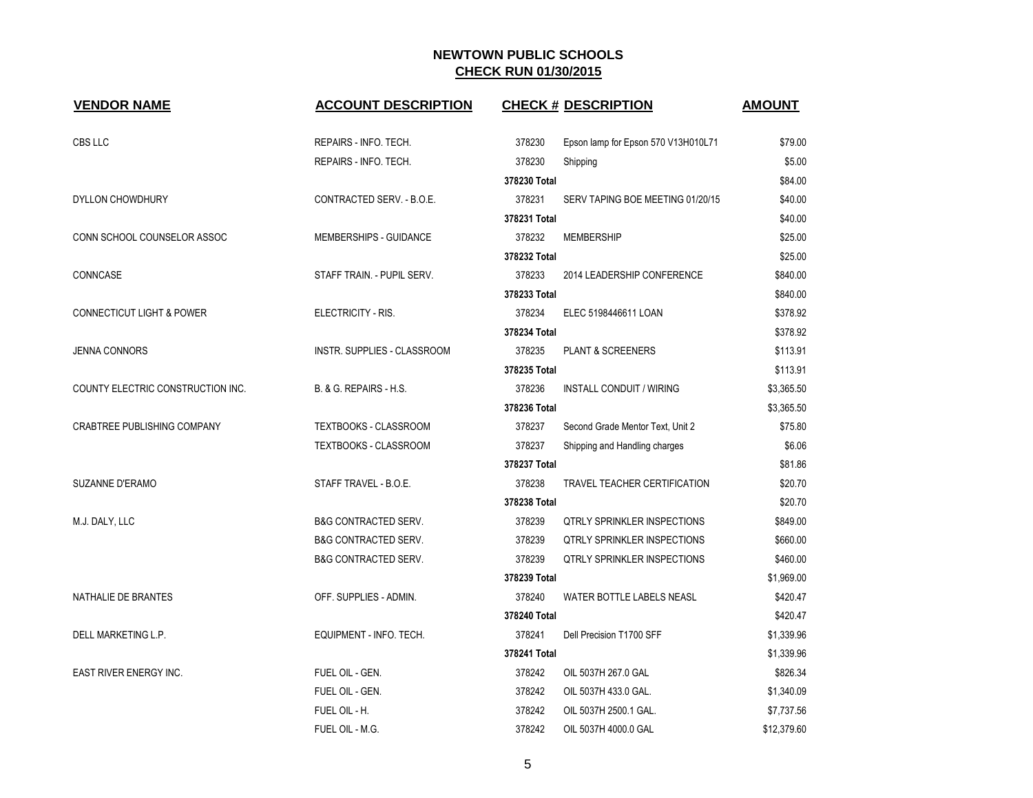## NEWTOWN PUBLIC SCHOOLS
## CHECK RUN 01/30/2015

| VENDOR NAME | ACCOUNT DESCRIPTION | CHECK # | DESCRIPTION | AMOUNT |
|---|---|---|---|---|
| CBS LLC | REPAIRS - INFO. TECH. | 378230 | Epson lamp for Epson 570 V13H010L71 | $79.00 |
| | REPAIRS - INFO. TECH. | 378230 | Shipping | $5.00 |
| | | 378230 Total | | $84.00 |
| DYLLON CHOWDHURY | CONTRACTED SERV. - B.O.E. | 378231 | SERV TAPING BOE MEETING 01/20/15 | $40.00 |
| | | 378231 Total | | $40.00 |
| CONN SCHOOL COUNSELOR ASSOC | MEMBERSHIPS - GUIDANCE | 378232 | MEMBERSHIP | $25.00 |
| | | 378232 Total | | $25.00 |
| CONNCASE | STAFF TRAIN. - PUPIL SERV. | 378233 | 2014 LEADERSHIP CONFERENCE | $840.00 |
| | | 378233 Total | | $840.00 |
| CONNECTICUT LIGHT & POWER | ELECTRICITY - RIS. | 378234 | ELEC 5198446611 LOAN | $378.92 |
| | | 378234 Total | | $378.92 |
| JENNA CONNORS | INSTR. SUPPLIES - CLASSROOM | 378235 | PLANT & SCREENERS | $113.91 |
| | | 378235 Total | | $113.91 |
| COUNTY ELECTRIC CONSTRUCTION INC. | B. & G. REPAIRS - H.S. | 378236 | INSTALL CONDUIT / WIRING | $3,365.50 |
| | | 378236 Total | | $3,365.50 |
| CRABTREE PUBLISHING COMPANY | TEXTBOOKS - CLASSROOM | 378237 | Second Grade Mentor Text, Unit 2 | $75.80 |
| | TEXTBOOKS - CLASSROOM | 378237 | Shipping and Handling charges | $6.06 |
| | | 378237 Total | | $81.86 |
| SUZANNE D'ERAMO | STAFF TRAVEL - B.O.E. | 378238 | TRAVEL TEACHER CERTIFICATION | $20.70 |
| | | 378238 Total | | $20.70 |
| M.J. DALY, LLC | B&G CONTRACTED SERV. | 378239 | QTRLY SPRINKLER INSPECTIONS | $849.00 |
| | B&G CONTRACTED SERV. | 378239 | QTRLY SPRINKLER INSPECTIONS | $660.00 |
| | B&G CONTRACTED SERV. | 378239 | QTRLY SPRINKLER INSPECTIONS | $460.00 |
| | | 378239 Total | | $1,969.00 |
| NATHALIE DE BRANTES | OFF. SUPPLIES - ADMIN. | 378240 | WATER BOTTLE LABELS NEASL | $420.47 |
| | | 378240 Total | | $420.47 |
| DELL MARKETING L.P. | EQUIPMENT - INFO. TECH. | 378241 | Dell Precision T1700 SFF | $1,339.96 |
| | | 378241 Total | | $1,339.96 |
| EAST RIVER ENERGY INC. | FUEL OIL - GEN. | 378242 | OIL 5037H 267.0 GAL | $826.34 |
| | FUEL OIL - GEN. | 378242 | OIL 5037H 433.0 GAL. | $1,340.09 |
| | FUEL OIL - H. | 378242 | OIL 5037H 2500.1 GAL. | $7,737.56 |
| | FUEL OIL - M.G. | 378242 | OIL 5037H 4000.0 GAL | $12,379.60 |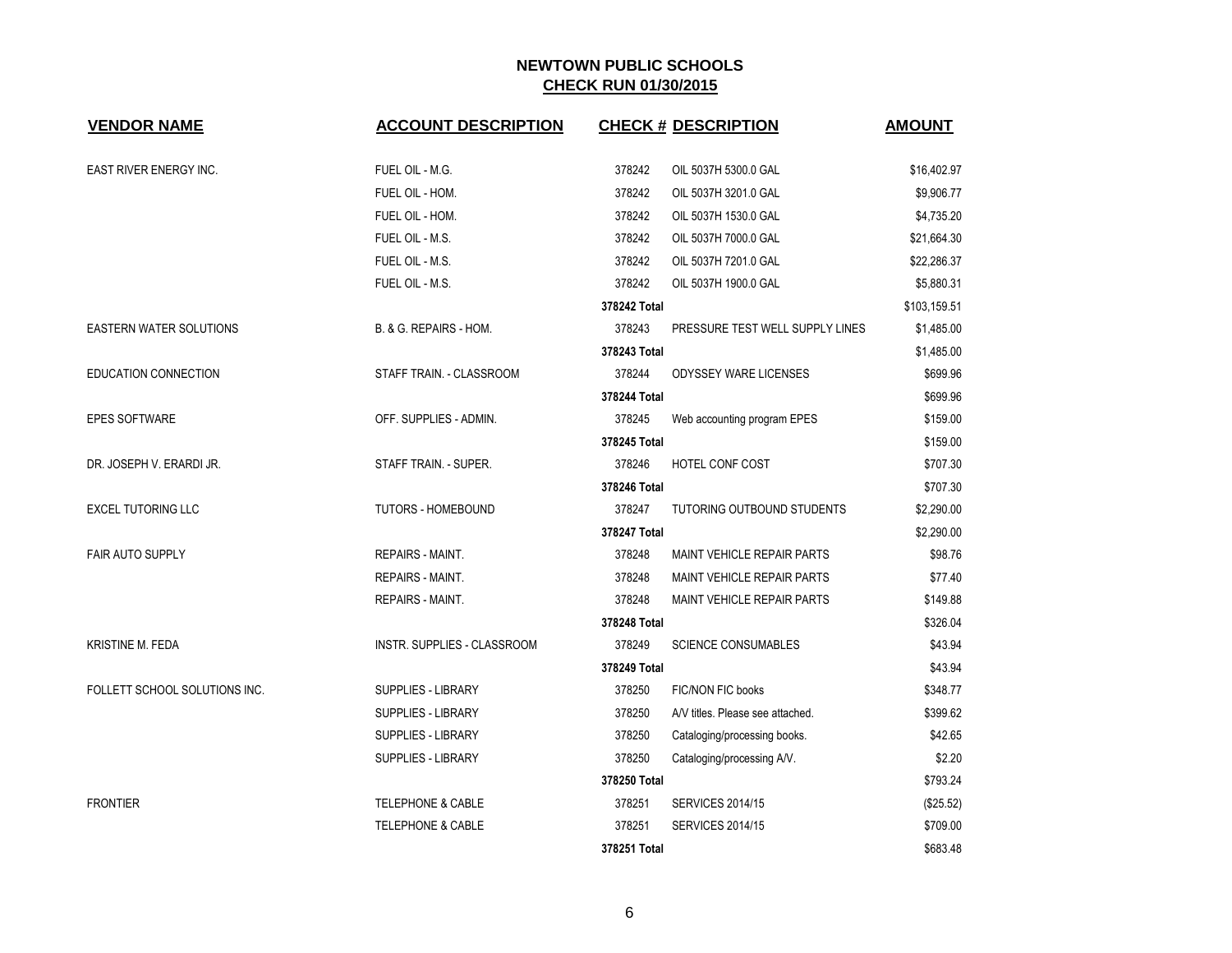# NEWTOWN PUBLIC SCHOOLS
## CHECK RUN 01/30/2015

| VENDOR NAME | ACCOUNT DESCRIPTION | CHECK # | DESCRIPTION | AMOUNT |
|---|---|---|---|---|
| EAST RIVER ENERGY INC. | FUEL OIL - M.G. | 378242 | OIL 5037H 5300.0 GAL | $16,402.97 |
| | FUEL OIL - HOM. | 378242 | OIL 5037H 3201.0 GAL | $9,906.77 |
| | FUEL OIL - HOM. | 378242 | OIL 5037H 1530.0 GAL | $4,735.20 |
| | FUEL OIL - M.S. | 378242 | OIL 5037H 7000.0 GAL | $21,664.30 |
| | FUEL OIL - M.S. | 378242 | OIL 5037H 7201.0 GAL | $22,286.37 |
| | FUEL OIL - M.S. | 378242 | OIL 5037H 1900.0 GAL | $5,880.31 |
| | | **378242 Total** | | $103,159.51 |
| EASTERN WATER SOLUTIONS | B. & G. REPAIRS - HOM. | 378243 | PRESSURE TEST WELL SUPPLY LINES | $1,485.00 |
| | | **378243 Total** | | $1,485.00 |
| EDUCATION CONNECTION | STAFF TRAIN. - CLASSROOM | 378244 | ODYSSEY WARE LICENSES | $699.96 |
| | | **378244 Total** | | $699.96 |
| EPES SOFTWARE | OFF. SUPPLIES - ADMIN. | 378245 | Web accounting program EPES | $159.00 |
| | | **378245 Total** | | $159.00 |
| DR. JOSEPH V. ERARDI JR. | STAFF TRAIN. - SUPER. | 378246 | HOTEL CONF COST | $707.30 |
| | | **378246 Total** | | $707.30 |
| EXCEL TUTORING LLC | TUTORS - HOMEBOUND | 378247 | TUTORING OUTBOUND STUDENTS | $2,290.00 |
| | | **378247 Total** | | $2,290.00 |
| FAIR AUTO SUPPLY | REPAIRS - MAINT. | 378248 | MAINT VEHICLE REPAIR PARTS | $98.76 |
| | REPAIRS - MAINT. | 378248 | MAINT VEHICLE REPAIR PARTS | $77.40 |
| | REPAIRS - MAINT. | 378248 | MAINT VEHICLE REPAIR PARTS | $149.88 |
| | | **378248 Total** | | $326.04 |
| KRISTINE M. FEDA | INSTR. SUPPLIES - CLASSROOM | 378249 | SCIENCE CONSUMABLES | $43.94 |
| | | **378249 Total** | | $43.94 |
| FOLLETT SCHOOL SOLUTIONS INC. | SUPPLIES - LIBRARY | 378250 | FIC/NON FIC books | $348.77 |
| | SUPPLIES - LIBRARY | 378250 | A/V titles. Please see attached. | $399.62 |
| | SUPPLIES - LIBRARY | 378250 | Cataloging/processing books. | $42.65 |
| | SUPPLIES - LIBRARY | 378250 | Cataloging/processing A/V. | $2.20 |
| | | **378250 Total** | | $793.24 |
| FRONTIER | TELEPHONE & CABLE | 378251 | SERVICES 2014/15 | ($25.52) |
| | TELEPHONE & CABLE | 378251 | SERVICES 2014/15 | $709.00 |
| | | **378251 Total** | | $683.48 |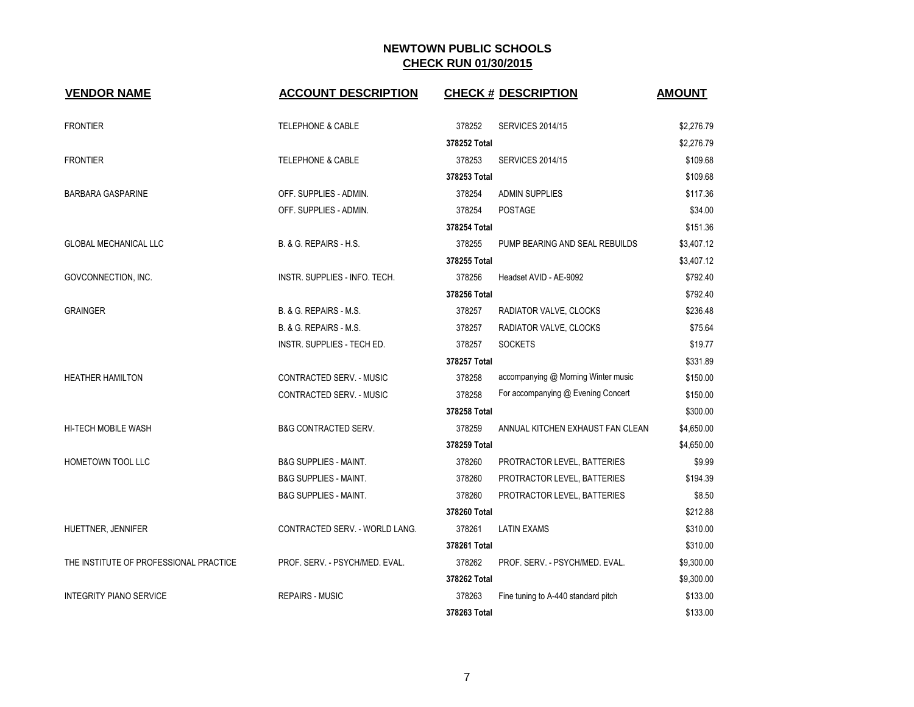# NEWTOWN PUBLIC SCHOOLS
## CHECK RUN 01/30/2015

| VENDOR NAME | ACCOUNT DESCRIPTION | CHECK # | DESCRIPTION | AMOUNT |
|---|---|---|---|---|
| FRONTIER | TELEPHONE & CABLE | 378252 | SERVICES 2014/15 | $2,276.79 |
| | | **378252 Total** | | $2,276.79 |
| FRONTIER | TELEPHONE & CABLE | 378253 | SERVICES 2014/15 | $109.68 |
| | | **378253 Total** | | $109.68 |
| BARBARA GASPARINE | OFF. SUPPLIES - ADMIN. | 378254 | ADMIN SUPPLIES | $117.36 |
| | OFF. SUPPLIES - ADMIN. | 378254 | POSTAGE | $34.00 |
| | | **378254 Total** | | $151.36 |
| GLOBAL MECHANICAL LLC | B. & G. REPAIRS - H.S. | 378255 | PUMP BEARING AND SEAL REBUILDS | $3,407.12 |
| | | **378255 Total** | | $3,407.12 |
| GOVCONNECTION, INC. | INSTR. SUPPLIES - INFO. TECH. | 378256 | Headset AVID - AE-9092 | $792.40 |
| | | **378256 Total** | | $792.40 |
| GRAINGER | B. & G. REPAIRS - M.S. | 378257 | RADIATOR VALVE, CLOCKS | $236.48 |
| | B. & G. REPAIRS - M.S. | 378257 | RADIATOR VALVE, CLOCKS | $75.64 |
| | INSTR. SUPPLIES - TECH ED. | 378257 | SOCKETS | $19.77 |
| | | **378257 Total** | | $331.89 |
| HEATHER HAMILTON | CONTRACTED SERV. - MUSIC | 378258 | accompanying @ Morning Winter music | $150.00 |
| | CONTRACTED SERV. - MUSIC | 378258 | For accompanying @ Evening Concert | $150.00 |
| | | **378258 Total** | | $300.00 |
| HI-TECH MOBILE WASH | B&G CONTRACTED SERV. | 378259 | ANNUAL KITCHEN EXHAUST FAN CLEAN | $4,650.00 |
| | | **378259 Total** | | $4,650.00 |
| HOMETOWN TOOL LLC | B&G SUPPLIES - MAINT. | 378260 | PROTRACTOR LEVEL, BATTERIES | $9.99 |
| | B&G SUPPLIES - MAINT. | 378260 | PROTRACTOR LEVEL, BATTERIES | $194.39 |
| | B&G SUPPLIES - MAINT. | 378260 | PROTRACTOR LEVEL, BATTERIES | $8.50 |
| | | **378260 Total** | | $212.88 |
| HUETTNER, JENNIFER | CONTRACTED SERV. - WORLD LANG. | 378261 | LATIN EXAMS | $310.00 |
| | | **378261 Total** | | $310.00 |
| THE INSTITUTE OF PROFESSIONAL PRACTICE | PROF. SERV. - PSYCH/MED. EVAL. | 378262 | PROF. SERV. - PSYCH/MED. EVAL. | $9,300.00 |
| | | **378262 Total** | | $9,300.00 |
| INTEGRITY PIANO SERVICE | REPAIRS - MUSIC | 378263 | Fine tuning to A-440 standard pitch | $133.00 |
| | | **378263 Total** | | $133.00 |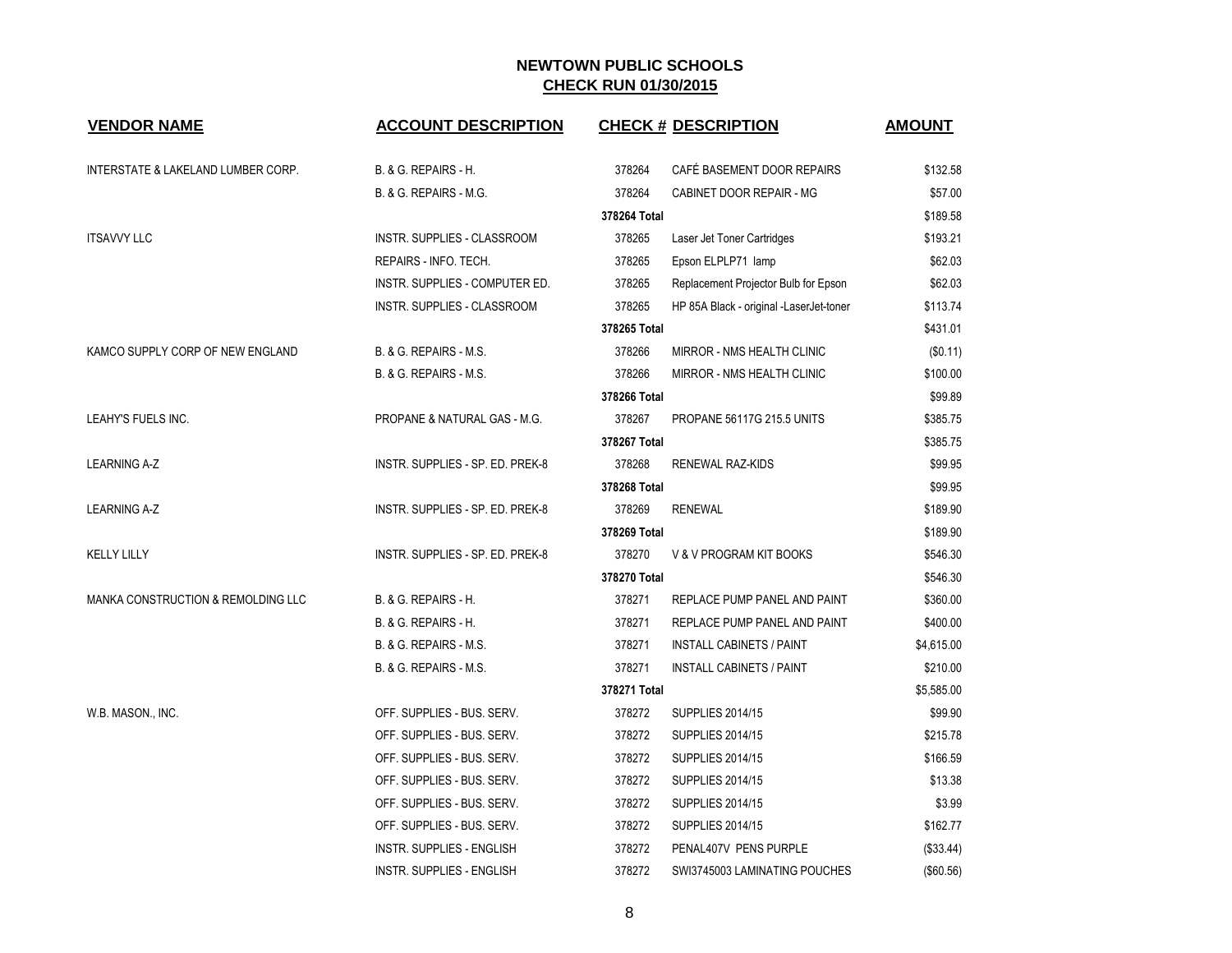## NEWTOWN PUBLIC SCHOOLS
## CHECK RUN 01/30/2015

| VENDOR NAME | ACCOUNT DESCRIPTION | CHECK # | DESCRIPTION | AMOUNT |
|---|---|---|---|---|
| INTERSTATE & LAKELAND LUMBER CORP. | B. & G. REPAIRS - H. | 378264 | CAFÉ BASEMENT DOOR REPAIRS | $132.58 |
| | B. & G. REPAIRS - M.G. | 378264 | CABINET DOOR REPAIR - MG | $57.00 |
| | | 378264 Total | | $189.58 |
| ITSAVVY LLC | INSTR. SUPPLIES - CLASSROOM | 378265 | Laser Jet Toner Cartridges | $193.21 |
| | REPAIRS - INFO. TECH. | 378265 | Epson ELPLP71 lamp | $62.03 |
| | INSTR. SUPPLIES - COMPUTER ED. | 378265 | Replacement Projector Bulb for Epson | $62.03 |
| | INSTR. SUPPLIES - CLASSROOM | 378265 | HP 85A Black - original -LaserJet-toner | $113.74 |
| | | 378265 Total | | $431.01 |
| KAMCO SUPPLY CORP OF NEW ENGLAND | B. & G. REPAIRS - M.S. | 378266 | MIRROR - NMS HEALTH CLINIC | ($0.11) |
| | B. & G. REPAIRS - M.S. | 378266 | MIRROR - NMS HEALTH CLINIC | $100.00 |
| | | 378266 Total | | $99.89 |
| LEAHY'S FUELS INC. | PROPANE & NATURAL GAS - M.G. | 378267 | PROPANE 56117G 215.5 UNITS | $385.75 |
| | | 378267 Total | | $385.75 |
| LEARNING A-Z | INSTR. SUPPLIES - SP. ED. PREK-8 | 378268 | RENEWAL RAZ-KIDS | $99.95 |
| | | 378268 Total | | $99.95 |
| LEARNING A-Z | INSTR. SUPPLIES - SP. ED. PREK-8 | 378269 | RENEWAL | $189.90 |
| | | 378269 Total | | $189.90 |
| KELLY LILLY | INSTR. SUPPLIES - SP. ED. PREK-8 | 378270 | V & V PROGRAM KIT BOOKS | $546.30 |
| | | 378270 Total | | $546.30 |
| MANKA CONSTRUCTION & REMOLDING LLC | B. & G. REPAIRS - H. | 378271 | REPLACE PUMP PANEL AND PAINT | $360.00 |
| | B. & G. REPAIRS - H. | 378271 | REPLACE PUMP PANEL AND PAINT | $400.00 |
| | B. & G. REPAIRS - M.S. | 378271 | INSTALL CABINETS / PAINT | $4,615.00 |
| | B. & G. REPAIRS - M.S. | 378271 | INSTALL CABINETS / PAINT | $210.00 |
| | | 378271 Total | | $5,585.00 |
| W.B. MASON., INC. | OFF. SUPPLIES - BUS. SERV. | 378272 | SUPPLIES 2014/15 | $99.90 |
| | OFF. SUPPLIES - BUS. SERV. | 378272 | SUPPLIES 2014/15 | $215.78 |
| | OFF. SUPPLIES - BUS. SERV. | 378272 | SUPPLIES 2014/15 | $166.59 |
| | OFF. SUPPLIES - BUS. SERV. | 378272 | SUPPLIES 2014/15 | $13.38 |
| | OFF. SUPPLIES - BUS. SERV. | 378272 | SUPPLIES 2014/15 | $3.99 |
| | OFF. SUPPLIES - BUS. SERV. | 378272 | SUPPLIES 2014/15 | $162.77 |
| | INSTR. SUPPLIES - ENGLISH | 378272 | PENAL407V PENS PURPLE | ($33.44) |
| | INSTR. SUPPLIES - ENGLISH | 378272 | SWI3745003 LAMINATING POUCHES | ($60.56) |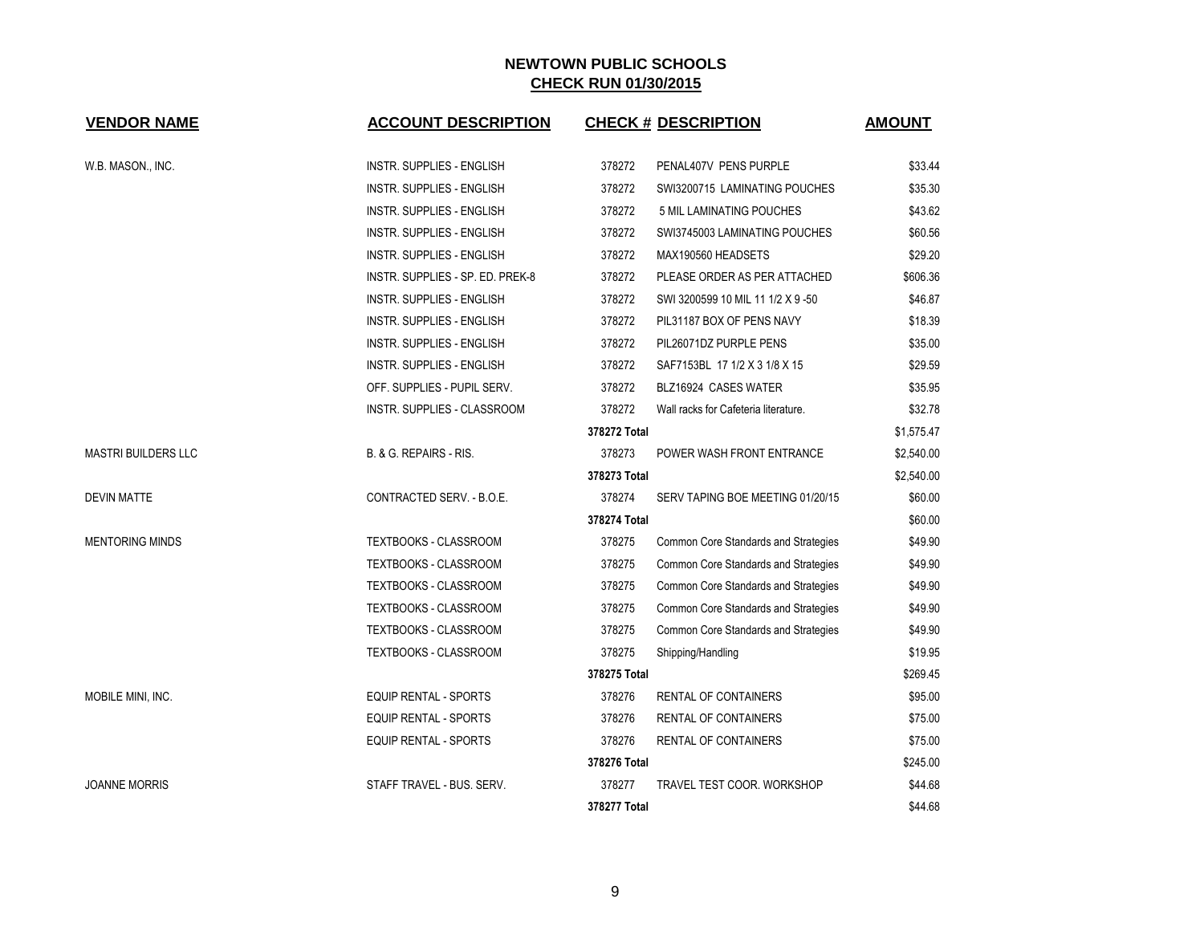# NEWTOWN PUBLIC SCHOOLS

## CHECK RUN 01/30/2015

| VENDOR NAME | ACCOUNT DESCRIPTION | CHECK # | DESCRIPTION | AMOUNT |
|---|---|---|---|---|
| W.B. MASON., INC. | INSTR. SUPPLIES - ENGLISH | 378272 | PENAL407V PENS PURPLE | $33.44 |
| | INSTR. SUPPLIES - ENGLISH | 378272 | SWI3200715 LAMINATING POUCHES | $35.30 |
| | INSTR. SUPPLIES - ENGLISH | 378272 | 5 MIL LAMINATING POUCHES | $43.62 |
| | INSTR. SUPPLIES - ENGLISH | 378272 | SWI3745003 LAMINATING POUCHES | $60.56 |
| | INSTR. SUPPLIES - ENGLISH | 378272 | MAX190560 HEADSETS | $29.20 |
| | INSTR. SUPPLIES - SP. ED. PREK-8 | 378272 | PLEASE ORDER AS PER ATTACHED | $606.36 |
| | INSTR. SUPPLIES - ENGLISH | 378272 | SWI 3200599 10 MIL 11 1/2 X 9 -50 | $46.87 |
| | INSTR. SUPPLIES - ENGLISH | 378272 | PIL31187 BOX OF PENS NAVY | $18.39 |
| | INSTR. SUPPLIES - ENGLISH | 378272 | PIL26071DZ PURPLE PENS | $35.00 |
| | INSTR. SUPPLIES - ENGLISH | 378272 | SAF7153BL 17 1/2 X 3 1/8 X 15 | $29.59 |
| | OFF. SUPPLIES - PUPIL SERV. | 378272 | BLZ16924 CASES WATER | $35.95 |
| | INSTR. SUPPLIES - CLASSROOM | 378272 | Wall racks for Cafeteria literature. | $32.78 |
| | | **378272 Total** | | $1,575.47 |
| MASTRI BUILDERS LLC | B. & G. REPAIRS - RIS. | 378273 | POWER WASH FRONT ENTRANCE | $2,540.00 |
| | | **378273 Total** | | $2,540.00 |
| DEVIN MATTE | CONTRACTED SERV. - B.O.E. | 378274 | SERV TAPING BOE MEETING 01/20/15 | $60.00 |
| | | **378274 Total** | | $60.00 |
| MENTORING MINDS | TEXTBOOKS - CLASSROOM | 378275 | Common Core Standards and Strategies | $49.90 |
| | TEXTBOOKS - CLASSROOM | 378275 | Common Core Standards and Strategies | $49.90 |
| | TEXTBOOKS - CLASSROOM | 378275 | Common Core Standards and Strategies | $49.90 |
| | TEXTBOOKS - CLASSROOM | 378275 | Common Core Standards and Strategies | $49.90 |
| | TEXTBOOKS - CLASSROOM | 378275 | Common Core Standards and Strategies | $49.90 |
| | TEXTBOOKS - CLASSROOM | 378275 | Shipping/Handling | $19.95 |
| | | **378275 Total** | | $269.45 |
| MOBILE MINI, INC. | EQUIP RENTAL - SPORTS | 378276 | RENTAL OF CONTAINERS | $95.00 |
| | EQUIP RENTAL - SPORTS | 378276 | RENTAL OF CONTAINERS | $75.00 |
| | EQUIP RENTAL - SPORTS | 378276 | RENTAL OF CONTAINERS | $75.00 |
| | | **378276 Total** | | $245.00 |
| JOANNE MORRIS | STAFF TRAVEL - BUS. SERV. | 378277 | TRAVEL TEST COOR. WORKSHOP | $44.68 |
| | | **378277 Total** | | $44.68 |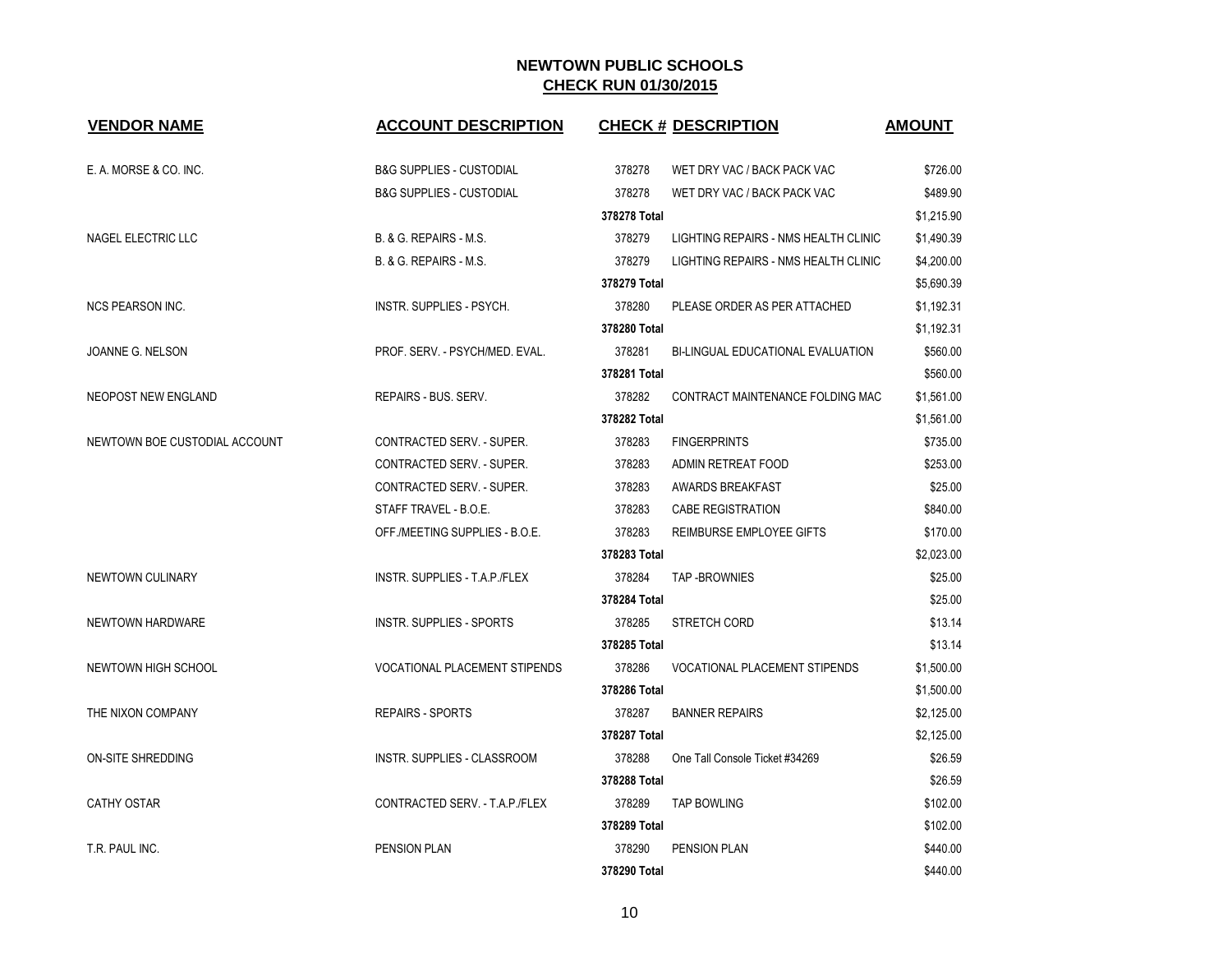# NEWTOWN PUBLIC SCHOOLS

## CHECK RUN 01/30/2015

| VENDOR NAME | ACCOUNT DESCRIPTION | CHECK # | DESCRIPTION | AMOUNT |
|---|---|---|---|---|
| E. A. MORSE & CO. INC. | B&G SUPPLIES - CUSTODIAL | 378278 | WET DRY VAC / BACK PACK VAC | $726.00 |
| | B&G SUPPLIES - CUSTODIAL | 378278 | WET DRY VAC / BACK PACK VAC | $489.90 |
| | | **378278 Total** | | $1,215.90 |
| NAGEL ELECTRIC LLC | B. & G. REPAIRS - M.S. | 378279 | LIGHTING REPAIRS - NMS HEALTH CLINIC | $1,490.39 |
| | B. & G. REPAIRS - M.S. | 378279 | LIGHTING REPAIRS - NMS HEALTH CLINIC | $4,200.00 |
| | | **378279 Total** | | $5,690.39 |
| NCS PEARSON INC. | INSTR. SUPPLIES - PSYCH. | 378280 | PLEASE ORDER AS PER ATTACHED | $1,192.31 |
| | | **378280 Total** | | $1,192.31 |
| JOANNE G. NELSON | PROF. SERV. - PSYCH/MED. EVAL. | 378281 | BI-LINGUAL EDUCATIONAL EVALUATION | $560.00 |
| | | **378281 Total** | | $560.00 |
| NEOPOST NEW ENGLAND | REPAIRS - BUS. SERV. | 378282 | CONTRACT MAINTENANCE FOLDING MAC | $1,561.00 |
| | | **378282 Total** | | $1,561.00 |
| NEWTOWN BOE CUSTODIAL ACCOUNT | CONTRACTED SERV. - SUPER. | 378283 | FINGERPRINTS | $735.00 |
| | CONTRACTED SERV. - SUPER. | 378283 | ADMIN RETREAT FOOD | $253.00 |
| | CONTRACTED SERV. - SUPER. | 378283 | AWARDS BREAKFAST | $25.00 |
| | STAFF TRAVEL - B.O.E. | 378283 | CABE REGISTRATION | $840.00 |
| | OFF./MEETING SUPPLIES - B.O.E. | 378283 | REIMBURSE EMPLOYEE GIFTS | $170.00 |
| | | **378283 Total** | | $2,023.00 |
| NEWTOWN CULINARY | INSTR. SUPPLIES - T.A.P./FLEX | 378284 | TAP -BROWNIES | $25.00 |
| | | **378284 Total** | | $25.00 |
| NEWTOWN HARDWARE | INSTR. SUPPLIES - SPORTS | 378285 | STRETCH CORD | $13.14 |
| | | **378285 Total** | | $13.14 |
| NEWTOWN HIGH SCHOOL | VOCATIONAL PLACEMENT STIPENDS | 378286 | VOCATIONAL PLACEMENT STIPENDS | $1,500.00 |
| | | **378286 Total** | | $1,500.00 |
| THE NIXON COMPANY | REPAIRS - SPORTS | 378287 | BANNER REPAIRS | $2,125.00 |
| | | **378287 Total** | | $2,125.00 |
| ON-SITE SHREDDING | INSTR. SUPPLIES - CLASSROOM | 378288 | One Tall Console Ticket #34269 | $26.59 |
| | | **378288 Total** | | $26.59 |
| CATHY OSTAR | CONTRACTED SERV. - T.A.P./FLEX | 378289 | TAP BOWLING | $102.00 |
| | | **378289 Total** | | $102.00 |
| T.R. PAUL INC. | PENSION PLAN | 378290 | PENSION PLAN | $440.00 |
| | | **378290 Total** | | $440.00 |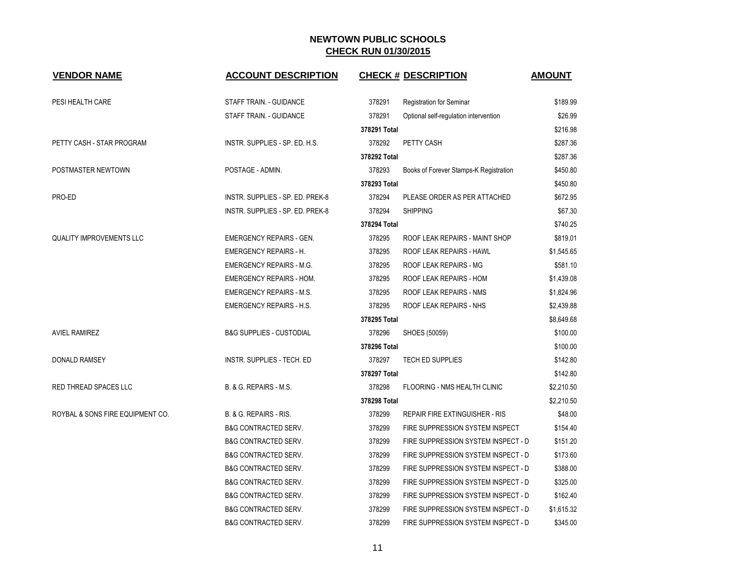# NEWTOWN PUBLIC SCHOOLS
## CHECK RUN 01/30/2015

| VENDOR NAME | ACCOUNT DESCRIPTION | CHECK # | DESCRIPTION | AMOUNT |
|---|---|---|---|---|
| PESI HEALTH CARE | STAFF TRAIN. - GUIDANCE | 378291 | Registration for Seminar | $189.99 |
| | STAFF TRAIN. - GUIDANCE | 378291 | Optional self-regulation intervention | $26.99 |
| | | **378291 Total** | | $216.98 |
| PETTY CASH - STAR PROGRAM | INSTR. SUPPLIES - SP. ED. H.S. | 378292 | PETTY CASH | $287.36 |
| | | **378292 Total** | | $287.36 |
| POSTMASTER NEWTOWN | POSTAGE - ADMIN. | 378293 | Books of Forever Stamps-K Registration | $450.80 |
| | | **378293 Total** | | $450.80 |
| PRO-ED | INSTR. SUPPLIES - SP. ED. PREK-8 | 378294 | PLEASE ORDER AS PER ATTACHED | $672.95 |
| | INSTR. SUPPLIES - SP. ED. PREK-8 | 378294 | SHIPPING | $67.30 |
| | | **378294 Total** | | $740.25 |
| QUALITY IMPROVEMENTS LLC | EMERGENCY REPAIRS - GEN. | 378295 | ROOF LEAK REPAIRS - MAINT SHOP | $819.01 |
| | EMERGENCY REPAIRS - H. | 378295 | ROOF LEAK REPAIRS - HAWL | $1,545.65 |
| | EMERGENCY REPAIRS - M.G. | 378295 | ROOF LEAK REPAIRS - MG | $581.10 |
| | EMERGENCY REPAIRS - HOM. | 378295 | ROOF LEAK REPAIRS - HOM | $1,439.08 |
| | EMERGENCY REPAIRS - M.S. | 378295 | ROOF LEAK REPAIRS - NMS | $1,824.96 |
| | EMERGENCY REPAIRS - H.S. | 378295 | ROOF LEAK REPAIRS - NHS | $2,439.88 |
| | | **378295 Total** | | $8,649.68 |
| AVIEL RAMIREZ | B&G SUPPLIES - CUSTODIAL | 378296 | SHOES (50059) | $100.00 |
| | | **378296 Total** | | $100.00 |
| DONALD RAMSEY | INSTR. SUPPLIES - TECH. ED | 378297 | TECH ED SUPPLIES | $142.80 |
| | | **378297 Total** | | $142.80 |
| RED THREAD SPACES LLC | B. & G. REPAIRS - M.S. | 378298 | FLOORING - NMS HEALTH CLINIC | $2,210.50 |
| | | **378298 Total** | | $2,210.50 |
| ROYBAL & SONS FIRE EQUIPMENT CO. | B. & G. REPAIRS - RIS. | 378299 | REPAIR FIRE EXTINGUISHER - RIS | $48.00 |
| | B&G CONTRACTED SERV. | 378299 | FIRE SUPPRESSION SYSTEM INSPECT | $154.40 |
| | B&G CONTRACTED SERV. | 378299 | FIRE SUPPRESSION SYSTEM INSPECT - D | $151.20 |
| | B&G CONTRACTED SERV. | 378299 | FIRE SUPPRESSION SYSTEM INSPECT - D | $173.60 |
| | B&G CONTRACTED SERV. | 378299 | FIRE SUPPRESSION SYSTEM INSPECT - D | $388.00 |
| | B&G CONTRACTED SERV. | 378299 | FIRE SUPPRESSION SYSTEM INSPECT - D | $325.00 |
| | B&G CONTRACTED SERV. | 378299 | FIRE SUPPRESSION SYSTEM INSPECT - D | $162.40 |
| | B&G CONTRACTED SERV. | 378299 | FIRE SUPPRESSION SYSTEM INSPECT - D | $1,615.32 |
| | B&G CONTRACTED SERV. | 378299 | FIRE SUPPRESSION SYSTEM INSPECT - D | $345.00 |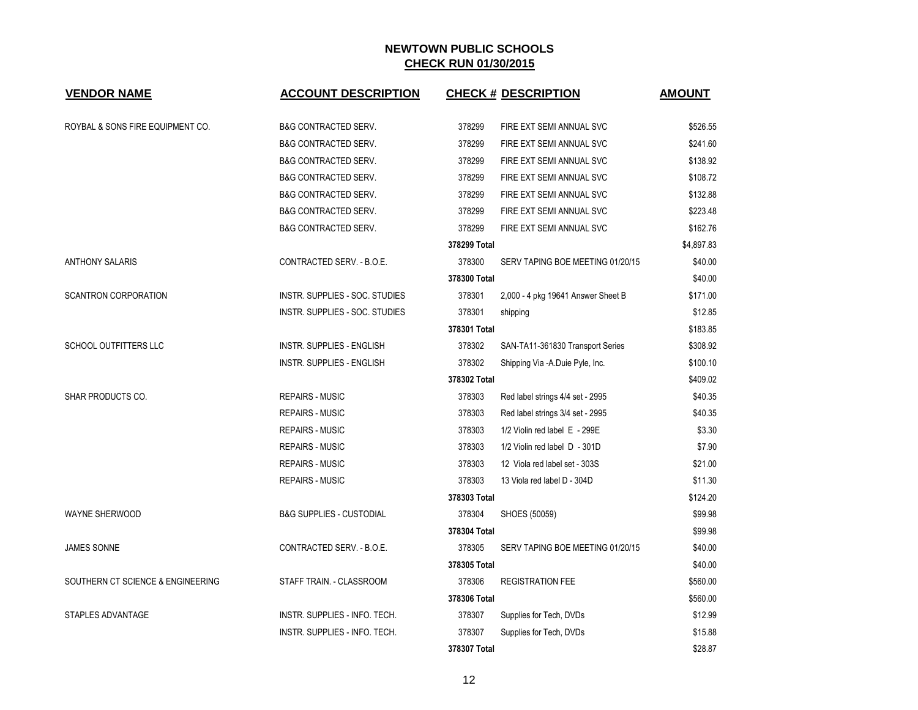# NEWTOWN PUBLIC SCHOOLS

## CHECK RUN 01/30/2015

| VENDOR NAME | ACCOUNT DESCRIPTION | CHECK # | DESCRIPTION | AMOUNT |
|---|---|---|---|---|
| ROYBAL & SONS FIRE EQUIPMENT CO. | B&G CONTRACTED SERV. | 378299 | FIRE EXT SEMI ANNUAL SVC | $526.55 |
| | B&G CONTRACTED SERV. | 378299 | FIRE EXT SEMI ANNUAL SVC | $241.60 |
| | B&G CONTRACTED SERV. | 378299 | FIRE EXT SEMI ANNUAL SVC | $138.92 |
| | B&G CONTRACTED SERV. | 378299 | FIRE EXT SEMI ANNUAL SVC | $108.72 |
| | B&G CONTRACTED SERV. | 378299 | FIRE EXT SEMI ANNUAL SVC | $132.88 |
| | B&G CONTRACTED SERV. | 378299 | FIRE EXT SEMI ANNUAL SVC | $223.48 |
| | B&G CONTRACTED SERV. | 378299 | FIRE EXT SEMI ANNUAL SVC | $162.76 |
| | | **378299 Total** | | $4,897.83 |
| ANTHONY SALARIS | CONTRACTED SERV. - B.O.E. | 378300 | SERV TAPING BOE MEETING 01/20/15 | $40.00 |
| | | **378300 Total** | | $40.00 |
| SCANTRON CORPORATION | INSTR. SUPPLIES - SOC. STUDIES | 378301 | 2,000 - 4 pkg 19641 Answer Sheet B | $171.00 |
| | INSTR. SUPPLIES - SOC. STUDIES | 378301 | shipping | $12.85 |
| | | **378301 Total** | | $183.85 |
| SCHOOL OUTFITTERS LLC | INSTR. SUPPLIES - ENGLISH | 378302 | SAN-TA11-361830 Transport Series | $308.92 |
| | INSTR. SUPPLIES - ENGLISH | 378302 | Shipping Via -A.Duie Pyle, Inc. | $100.10 |
| | | **378302 Total** | | $409.02 |
| SHAR PRODUCTS CO. | REPAIRS - MUSIC | 378303 | Red label strings 4/4 set - 2995 | $40.35 |
| | REPAIRS - MUSIC | 378303 | Red label strings 3/4 set - 2995 | $40.35 |
| | REPAIRS - MUSIC | 378303 | 1/2 Violin red label E - 299E | $3.30 |
| | REPAIRS - MUSIC | 378303 | 1/2 Violin red label D - 301D | $7.90 |
| | REPAIRS - MUSIC | 378303 | 12 Viola red label set - 303S | $21.00 |
| | REPAIRS - MUSIC | 378303 | 13 Viola red label D - 304D | $11.30 |
| | | **378303 Total** | | $124.20 |
| WAYNE SHERWOOD | B&G SUPPLIES - CUSTODIAL | 378304 | SHOES (50059) | $99.98 |
| | | **378304 Total** | | $99.98 |
| JAMES SONNE | CONTRACTED SERV. - B.O.E. | 378305 | SERV TAPING BOE MEETING 01/20/15 | $40.00 |
| | | **378305 Total** | | $40.00 |
| SOUTHERN CT SCIENCE & ENGINEERING | STAFF TRAIN. - CLASSROOM | 378306 | REGISTRATION FEE | $560.00 |
| | | **378306 Total** | | $560.00 |
| STAPLES ADVANTAGE | INSTR. SUPPLIES - INFO. TECH. | 378307 | Supplies for Tech, DVDs | $12.99 |
| | INSTR. SUPPLIES - INFO. TECH. | 378307 | Supplies for Tech, DVDs | $15.88 |
| | | **378307 Total** | | $28.87 |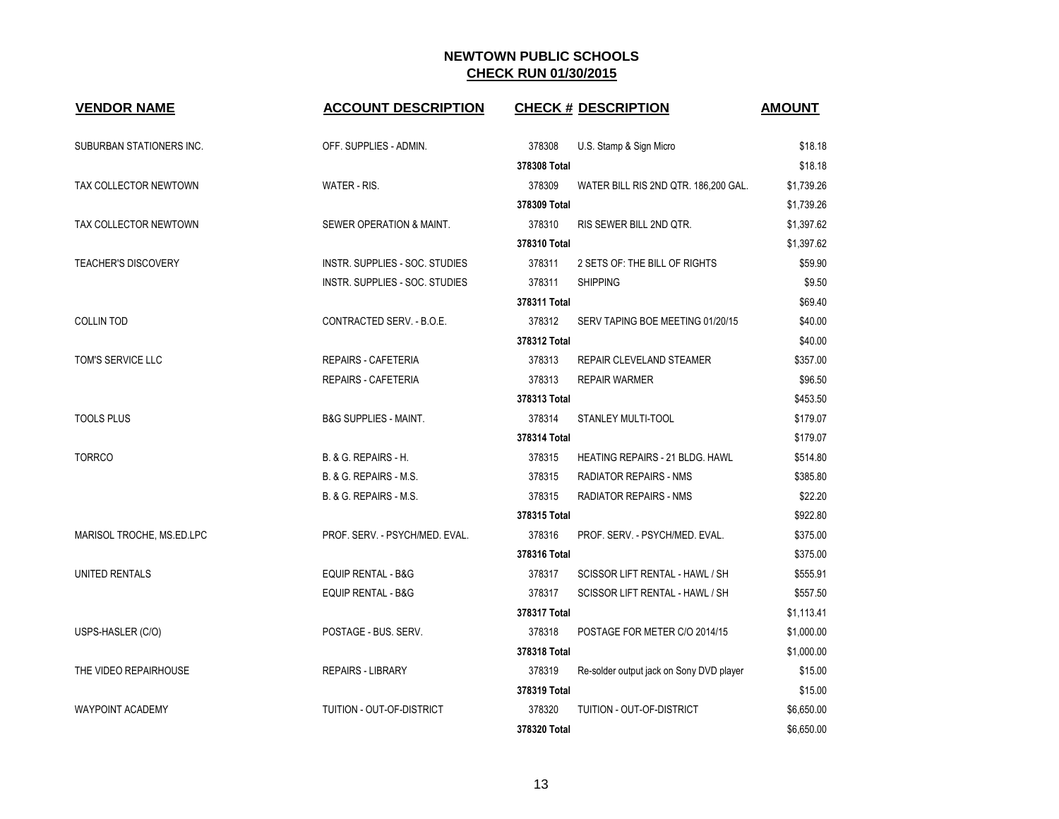**NEWTOWN PUBLIC SCHOOLS**
**CHECK RUN 01/30/2015**

| VENDOR NAME | ACCOUNT DESCRIPTION | CHECK # | DESCRIPTION | AMOUNT |
|---|---|---|---|---|
| SUBURBAN STATIONERS INC. | OFF. SUPPLIES - ADMIN. | 378308 | U.S. Stamp & Sign Micro | $18.18 |
| | | 378308 Total | | $18.18 |
| TAX COLLECTOR NEWTOWN | WATER - RIS. | 378309 | WATER BILL RIS 2ND QTR. 186,200 GAL. | $1,739.26 |
| | | 378309 Total | | $1,739.26 |
| TAX COLLECTOR NEWTOWN | SEWER OPERATION & MAINT. | 378310 | RIS SEWER BILL 2ND QTR. | $1,397.62 |
| | | 378310 Total | | $1,397.62 |
| TEACHER'S DISCOVERY | INSTR. SUPPLIES - SOC. STUDIES | 378311 | 2 SETS OF: THE BILL OF RIGHTS | $59.90 |
| | INSTR. SUPPLIES - SOC. STUDIES | 378311 | SHIPPING | $9.50 |
| | | 378311 Total | | $69.40 |
| COLLIN TOD | CONTRACTED SERV. - B.O.E. | 378312 | SERV TAPING BOE MEETING 01/20/15 | $40.00 |
| | | 378312 Total | | $40.00 |
| TOM'S SERVICE LLC | REPAIRS - CAFETERIA | 378313 | REPAIR CLEVELAND STEAMER | $357.00 |
| | REPAIRS - CAFETERIA | 378313 | REPAIR WARMER | $96.50 |
| | | 378313 Total | | $453.50 |
| TOOLS PLUS | B&G SUPPLIES - MAINT. | 378314 | STANLEY MULTI-TOOL | $179.07 |
| | | 378314 Total | | $179.07 |
| TORRCO | B. & G. REPAIRS - H. | 378315 | HEATING REPAIRS - 21 BLDG. HAWL | $514.80 |
| | B. & G. REPAIRS - M.S. | 378315 | RADIATOR REPAIRS - NMS | $385.80 |
| | B. & G. REPAIRS - M.S. | 378315 | RADIATOR REPAIRS - NMS | $22.20 |
| | | 378315 Total | | $922.80 |
| MARISOL TROCHE, MS.ED.LPC | PROF. SERV. - PSYCH/MED. EVAL. | 378316 | PROF. SERV. - PSYCH/MED. EVAL. | $375.00 |
| | | 378316 Total | | $375.00 |
| UNITED RENTALS | EQUIP RENTAL - B&G | 378317 | SCISSOR LIFT RENTAL - HAWL / SH | $555.91 |
| | EQUIP RENTAL - B&G | 378317 | SCISSOR LIFT RENTAL - HAWL / SH | $557.50 |
| | | 378317 Total | | $1,113.41 |
| USPS-HASLER (C/O) | POSTAGE - BUS. SERV. | 378318 | POSTAGE FOR METER C/O 2014/15 | $1,000.00 |
| | | 378318 Total | | $1,000.00 |
| THE VIDEO REPAIRHOUSE | REPAIRS - LIBRARY | 378319 | Re-solder output jack on Sony DVD player | $15.00 |
| | | 378319 Total | | $15.00 |
| WAYPOINT ACADEMY | TUITION - OUT-OF-DISTRICT | 378320 | TUITION - OUT-OF-DISTRICT | $6,650.00 |
| | | 378320 Total | | $6,650.00 |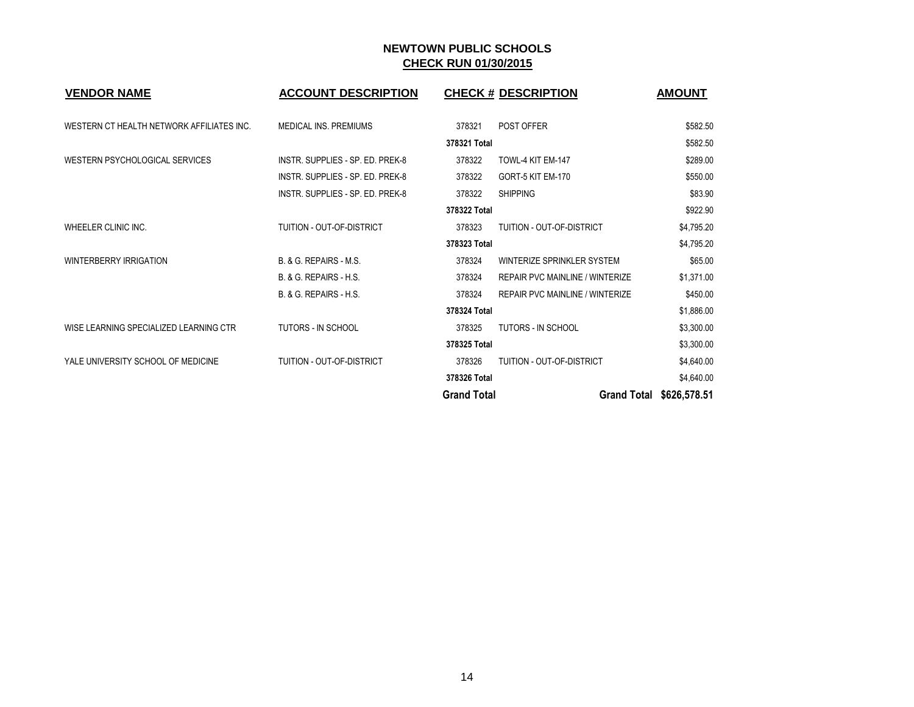# NEWTOWN PUBLIC SCHOOLS

## CHECK RUN 01/30/2015

| VENDOR NAME | ACCOUNT DESCRIPTION | CHECK # | DESCRIPTION | AMOUNT |
|---|---|---|---|---|
| WESTERN CT HEALTH NETWORK AFFILIATES INC. | MEDICAL INS. PREMIUMS | 378321 | POST OFFER | $582.50 |
| | | **378321 Total** | | $582.50 |
| WESTERN PSYCHOLOGICAL SERVICES | INSTR. SUPPLIES - SP. ED. PREK-8 | 378322 | TOWL-4 KIT EM-147 | $289.00 |
| | INSTR. SUPPLIES - SP. ED. PREK-8 | 378322 | GORT-5 KIT EM-170 | $550.00 |
| | INSTR. SUPPLIES - SP. ED. PREK-8 | 378322 | SHIPPING | $83.90 |
| | | **378322 Total** | | $922.90 |
| WHEELER CLINIC INC. | TUITION - OUT-OF-DISTRICT | 378323 | TUITION - OUT-OF-DISTRICT | $4,795.20 |
| | | **378323 Total** | | $4,795.20 |
| WINTERBERRY IRRIGATION | B. & G. REPAIRS - M.S. | 378324 | WINTERIZE SPRINKLER SYSTEM | $65.00 |
| | B. & G. REPAIRS - H.S. | 378324 | REPAIR PVC MAINLINE / WINTERIZE | $1,371.00 |
| | B. & G. REPAIRS - H.S. | 378324 | REPAIR PVC MAINLINE / WINTERIZE | $450.00 |
| | | **378324 Total** | | $1,886.00 |
| WISE LEARNING SPECIALIZED LEARNING CTR | TUTORS - IN SCHOOL | 378325 | TUTORS - IN SCHOOL | $3,300.00 |
| | | **378325 Total** | | $3,300.00 |
| YALE UNIVERSITY SCHOOL OF MEDICINE | TUITION - OUT-OF-DISTRICT | 378326 | TUITION - OUT-OF-DISTRICT | $4,640.00 |
| | | **378326 Total** | | $4,640.00 |
| | | **Grand Total** | **Grand Total** | **$626,578.51** |